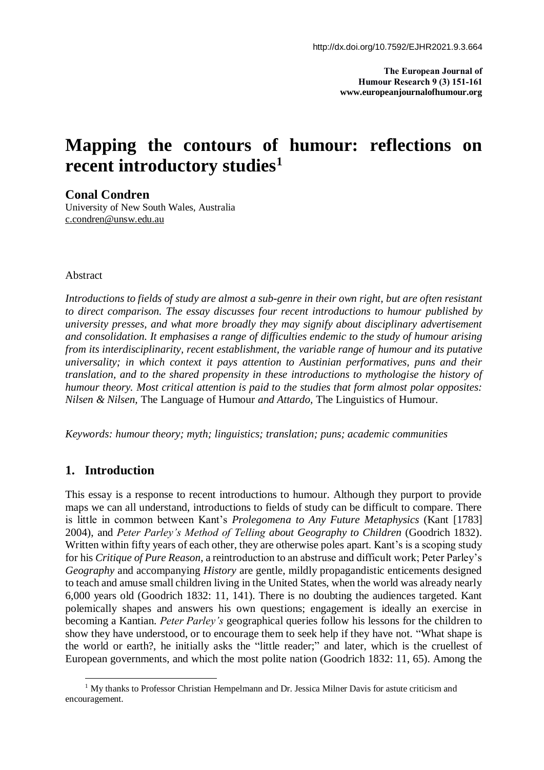http://dx.doi.org/10.7592/EJHR2021.9.3.664

**The European Journal of Humour Research 9 (3) 151-161**
**www.europeanjournalofhumour.org**

# Mapping the contours of humour: reflections on recent introductory studies[1]

**Conal Condren**
University of New South Wales, Australia
c.condren@unsw.edu.au

Abstract

*Introductions to fields of study are almost a sub-genre in their own right, but are often resistant to direct comparison. The essay discusses four recent introductions to humour published by university presses, and what more broadly they may signify about disciplinary advertisement and consolidation. It emphasises a range of difficulties endemic to the study of humour arising from its interdisciplinarity, recent establishment, the variable range of humour and its putative universality; in which context it pays attention to Austinian performatives, puns and their translation, and to the shared propensity in these introductions to mythologise the history of humour theory. Most critical attention is paid to the studies that form almost polar opposites: Nilsen & Nilsen,* The Language of Humour *and Attardo,* The Linguistics of Humour*.*

*Keywords: humour theory; myth; linguistics; translation; puns; academic communities*

## 1. Introduction

This essay is a response to recent introductions to humour. Although they purport to provide maps we can all understand, introductions to fields of study can be difficult to compare. There is little in common between Kant's *Prolegomena to Any Future Metaphysics* (Kant [1783] 2004), and *Peter Parley's Method of Telling about Geography to Children* (Goodrich 1832). Written within fifty years of each other, they are otherwise poles apart. Kant's is a scoping study for his *Critique of Pure Reason*, a reintroduction to an abstruse and difficult work; Peter Parley's *Geography* and accompanying *History* are gentle, mildly propagandistic enticements designed to teach and amuse small children living in the United States, when the world was already nearly 6,000 years old (Goodrich 1832: 11, 141). There is no doubting the audiences targeted. Kant polemically shapes and answers his own questions; engagement is ideally an exercise in becoming a Kantian. *Peter Parley's* geographical queries follow his lessons for the children to show they have understood, or to encourage them to seek help if they have not. "What shape is the world or earth?, he initially asks the "little reader;" and later, which is the cruellest of European governments, and which the most polite nation (Goodrich 1832: 11, 65). Among the

[1] My thanks to Professor Christian Hempelmann and Dr. Jessica Milner Davis for astute criticism and encouragement.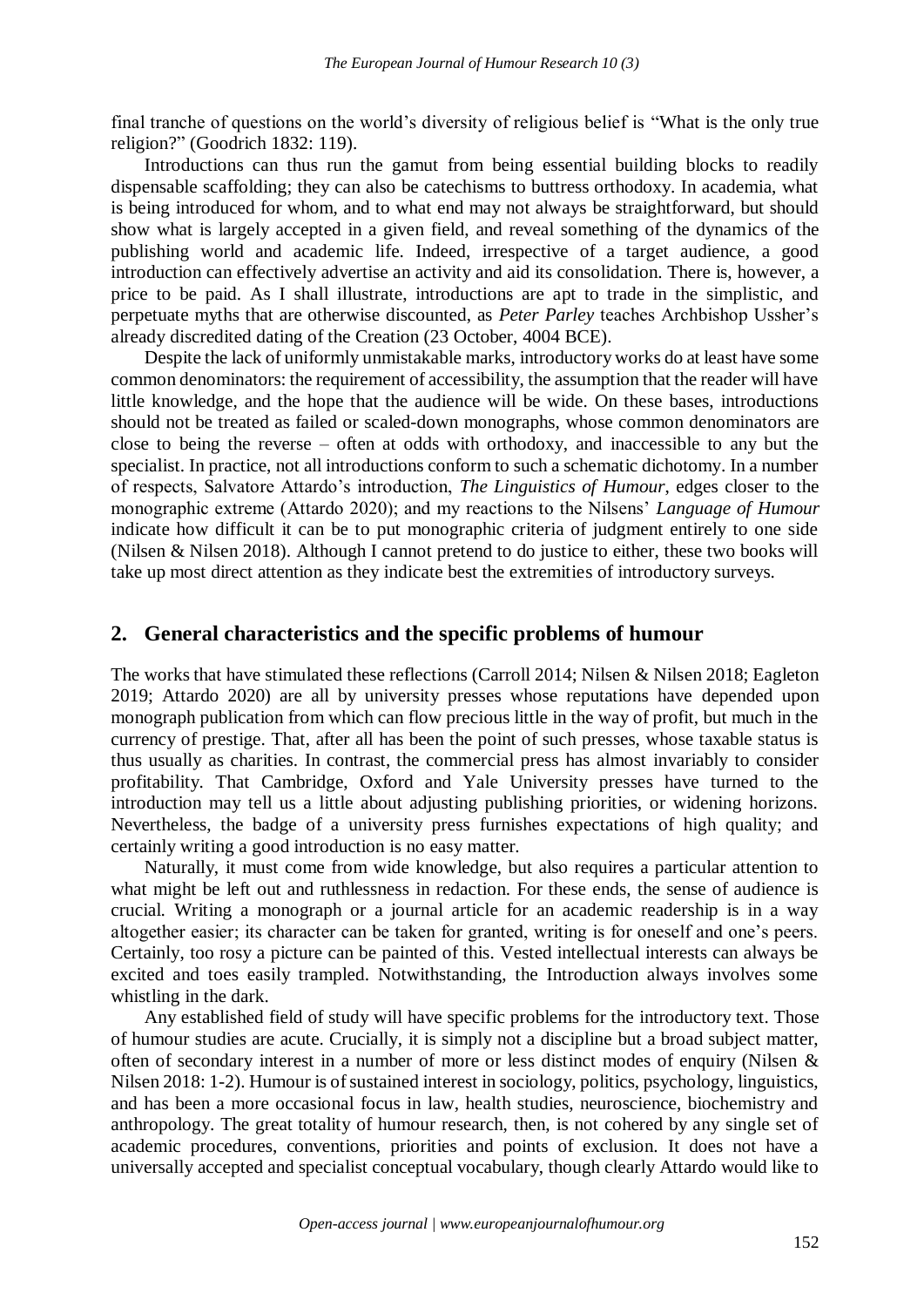final tranche of questions on the world's diversity of religious belief is "What is the only true religion?" (Goodrich 1832: 119).

Introductions can thus run the gamut from being essential building blocks to readily dispensable scaffolding; they can also be catechisms to buttress orthodoxy. In academia, what is being introduced for whom, and to what end may not always be straightforward, but should show what is largely accepted in a given field, and reveal something of the dynamics of the publishing world and academic life. Indeed, irrespective of a target audience, a good introduction can effectively advertise an activity and aid its consolidation. There is, however, a price to be paid. As I shall illustrate, introductions are apt to trade in the simplistic, and perpetuate myths that are otherwise discounted, as *Peter Parley* teaches Archbishop Ussher's already discredited dating of the Creation (23 October, 4004 BCE).

Despite the lack of uniformly unmistakable marks, introductory works do at least have some common denominators: the requirement of accessibility, the assumption that the reader will have little knowledge, and the hope that the audience will be wide. On these bases, introductions should not be treated as failed or scaled-down monographs, whose common denominators are close to being the reverse – often at odds with orthodoxy, and inaccessible to any but the specialist. In practice, not all introductions conform to such a schematic dichotomy. In a number of respects, Salvatore Attardo's introduction, *The Linguistics of Humour,* edges closer to the monographic extreme (Attardo 2020); and my reactions to the Nilsens' *Language of Humour* indicate how difficult it can be to put monographic criteria of judgment entirely to one side (Nilsen & Nilsen 2018). Although I cannot pretend to do justice to either, these two books will take up most direct attention as they indicate best the extremities of introductory surveys.

## 2. General characteristics and the specific problems of humour

The works that have stimulated these reflections (Carroll 2014; Nilsen & Nilsen 2018; Eagleton 2019; Attardo 2020) are all by university presses whose reputations have depended upon monograph publication from which can flow precious little in the way of profit, but much in the currency of prestige. That, after all has been the point of such presses, whose taxable status is thus usually as charities. In contrast, the commercial press has almost invariably to consider profitability. That Cambridge, Oxford and Yale University presses have turned to the introduction may tell us a little about adjusting publishing priorities, or widening horizons. Nevertheless, the badge of a university press furnishes expectations of high quality; and certainly writing a good introduction is no easy matter.

Naturally, it must come from wide knowledge, but also requires a particular attention to what might be left out and ruthlessness in redaction. For these ends, the sense of audience is crucial. Writing a monograph or a journal article for an academic readership is in a way altogether easier; its character can be taken for granted, writing is for oneself and one's peers. Certainly, too rosy a picture can be painted of this. Vested intellectual interests can always be excited and toes easily trampled. Notwithstanding, the Introduction always involves some whistling in the dark.

Any established field of study will have specific problems for the introductory text. Those of humour studies are acute. Crucially, it is simply not a discipline but a broad subject matter, often of secondary interest in a number of more or less distinct modes of enquiry (Nilsen & Nilsen 2018: 1-2). Humour is of sustained interest in sociology, politics, psychology, linguistics, and has been a more occasional focus in law, health studies, neuroscience, biochemistry and anthropology. The great totality of humour research, then, is not cohered by any single set of academic procedures, conventions, priorities and points of exclusion. It does not have a universally accepted and specialist conceptual vocabulary, though clearly Attardo would like to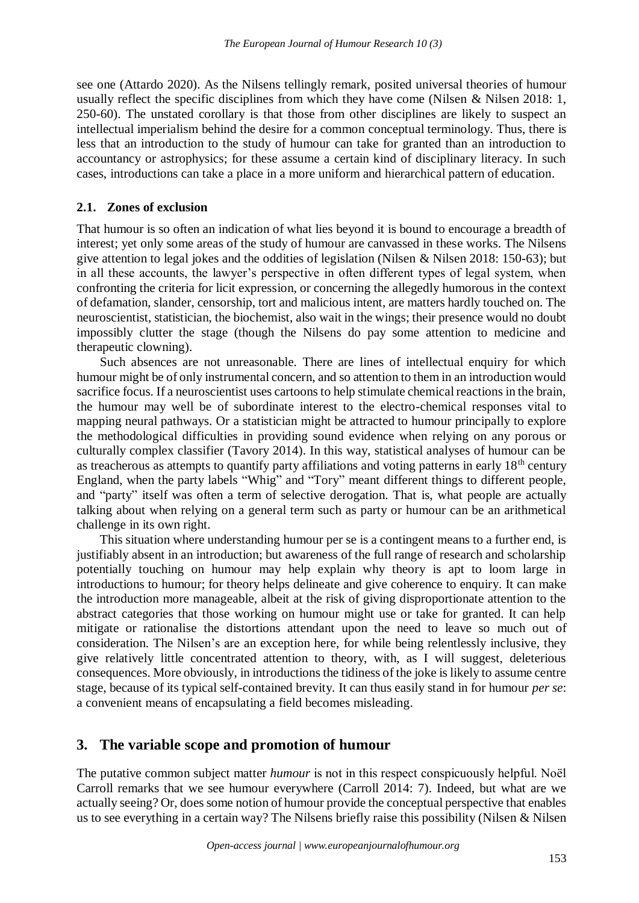see one (Attardo 2020). As the Nilsens tellingly remark, posited universal theories of humour usually reflect the specific disciplines from which they have come (Nilsen & Nilsen 2018: 1, 250-60). The unstated corollary is that those from other disciplines are likely to suspect an intellectual imperialism behind the desire for a common conceptual terminology. Thus, there is less that an introduction to the study of humour can take for granted than an introduction to accountancy or astrophysics; for these assume a certain kind of disciplinary literacy. In such cases, introductions can take a place in a more uniform and hierarchical pattern of education.

### 2.1. Zones of exclusion

That humour is so often an indication of what lies beyond it is bound to encourage a breadth of interest; yet only some areas of the study of humour are canvassed in these works. The Nilsens give attention to legal jokes and the oddities of legislation (Nilsen & Nilsen 2018: 150-63); but in all these accounts, the lawyer's perspective in often different types of legal system, when confronting the criteria for licit expression, or concerning the allegedly humorous in the context of defamation, slander, censorship, tort and malicious intent, are matters hardly touched on. The neuroscientist, statistician, the biochemist, also wait in the wings; their presence would no doubt impossibly clutter the stage (though the Nilsens do pay some attention to medicine and therapeutic clowning).

Such absences are not unreasonable. There are lines of intellectual enquiry for which humour might be of only instrumental concern, and so attention to them in an introduction would sacrifice focus. If a neuroscientist uses cartoons to help stimulate chemical reactions in the brain, the humour may well be of subordinate interest to the electro-chemical responses vital to mapping neural pathways. Or a statistician might be attracted to humour principally to explore the methodological difficulties in providing sound evidence when relying on any porous or culturally complex classifier (Tavory 2014). In this way, statistical analyses of humour can be as treacherous as attempts to quantify party affiliations and voting patterns in early 18th century England, when the party labels "Whig" and "Tory" meant different things to different people, and "party" itself was often a term of selective derogation. That is, what people are actually talking about when relying on a general term such as party or humour can be an arithmetical challenge in its own right.

This situation where understanding humour per se is a contingent means to a further end, is justifiably absent in an introduction; but awareness of the full range of research and scholarship potentially touching on humour may help explain why theory is apt to loom large in introductions to humour; for theory helps delineate and give coherence to enquiry. It can make the introduction more manageable, albeit at the risk of giving disproportionate attention to the abstract categories that those working on humour might use or take for granted. It can help mitigate or rationalise the distortions attendant upon the need to leave so much out of consideration. The Nilsen's are an exception here, for while being relentlessly inclusive, they give relatively little concentrated attention to theory, with, as I will suggest, deleterious consequences. More obviously, in introductions the tidiness of the joke is likely to assume centre stage, because of its typical self-contained brevity. It can thus easily stand in for humour *per se*: a convenient means of encapsulating a field becomes misleading.

## 3. The variable scope and promotion of humour

The putative common subject matter *humour* is not in this respect conspicuously helpful. Noël Carroll remarks that we see humour everywhere (Carroll 2014: 7). Indeed, but what are we actually seeing? Or, does some notion of humour provide the conceptual perspective that enables us to see everything in a certain way? The Nilsens briefly raise this possibility (Nilsen & Nilsen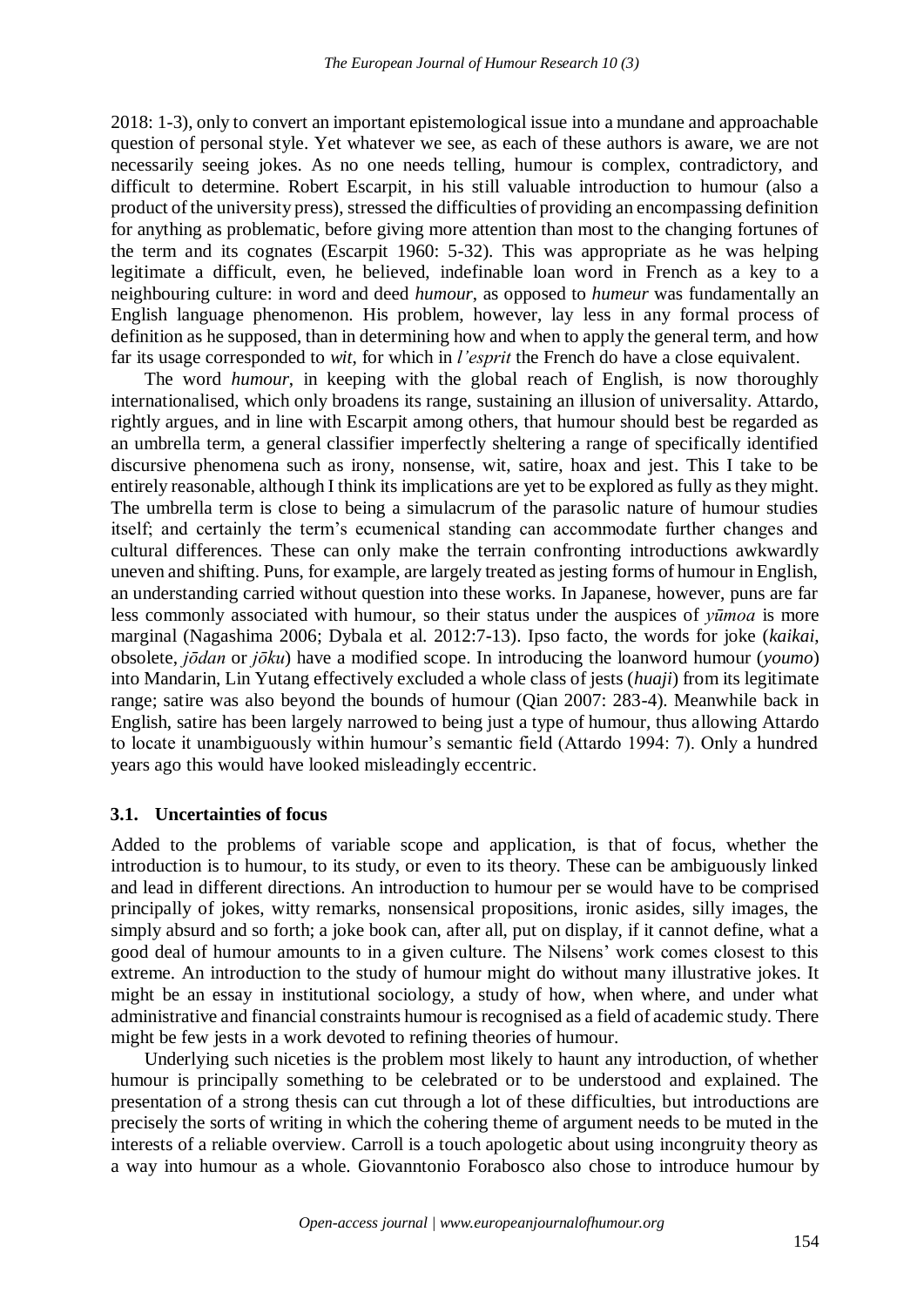2018: 1-3), only to convert an important epistemological issue into a mundane and approachable question of personal style. Yet whatever we see, as each of these authors is aware, we are not necessarily seeing jokes. As no one needs telling, humour is complex, contradictory, and difficult to determine. Robert Escarpit, in his still valuable introduction to humour (also a product of the university press), stressed the difficulties of providing an encompassing definition for anything as problematic, before giving more attention than most to the changing fortunes of the term and its cognates (Escarpit 1960: 5-32). This was appropriate as he was helping legitimate a difficult, even, he believed, indefinable loan word in French as a key to a neighbouring culture: in word and deed *humour*, as opposed to *humeur* was fundamentally an English language phenomenon. His problem, however, lay less in any formal process of definition as he supposed, than in determining how and when to apply the general term, and how far its usage corresponded to *wit*, for which in *l'esprit* the French do have a close equivalent.

The word *humour*, in keeping with the global reach of English, is now thoroughly internationalised, which only broadens its range, sustaining an illusion of universality. Attardo, rightly argues, and in line with Escarpit among others, that humour should best be regarded as an umbrella term, a general classifier imperfectly sheltering a range of specifically identified discursive phenomena such as irony, nonsense, wit, satire, hoax and jest. This I take to be entirely reasonable, although I think its implications are yet to be explored as fully as they might. The umbrella term is close to being a simulacrum of the parasolic nature of humour studies itself; and certainly the term's ecumenical standing can accommodate further changes and cultural differences. These can only make the terrain confronting introductions awkwardly uneven and shifting. Puns, for example, are largely treated as jesting forms of humour in English, an understanding carried without question into these works. In Japanese, however, puns are far less commonly associated with humour, so their status under the auspices of *yūmoa* is more marginal (Nagashima 2006; Dybala et al. 2012:7-13). Ipso facto, the words for joke (*kaikai*, obsolete, *jōdan* or *jōku*) have a modified scope. In introducing the loanword humour (*youmo*) into Mandarin, Lin Yutang effectively excluded a whole class of jests (*huaji*) from its legitimate range; satire was also beyond the bounds of humour (Qian 2007: 283-4). Meanwhile back in English, satire has been largely narrowed to being just a type of humour, thus allowing Attardo to locate it unambiguously within humour's semantic field (Attardo 1994: 7). Only a hundred years ago this would have looked misleadingly eccentric.

### 3.1. Uncertainties of focus

Added to the problems of variable scope and application, is that of focus, whether the introduction is to humour, to its study, or even to its theory. These can be ambiguously linked and lead in different directions. An introduction to humour per se would have to be comprised principally of jokes, witty remarks, nonsensical propositions, ironic asides, silly images, the simply absurd and so forth; a joke book can, after all, put on display, if it cannot define, what a good deal of humour amounts to in a given culture. The Nilsens' work comes closest to this extreme. An introduction to the study of humour might do without many illustrative jokes. It might be an essay in institutional sociology, a study of how, when where, and under what administrative and financial constraints humour is recognised as a field of academic study. There might be few jests in a work devoted to refining theories of humour.

Underlying such niceties is the problem most likely to haunt any introduction, of whether humour is principally something to be celebrated or to be understood and explained. The presentation of a strong thesis can cut through a lot of these difficulties, but introductions are precisely the sorts of writing in which the cohering theme of argument needs to be muted in the interests of a reliable overview. Carroll is a touch apologetic about using incongruity theory as a way into humour as a whole. Giovanntonio Forabosco also chose to introduce humour by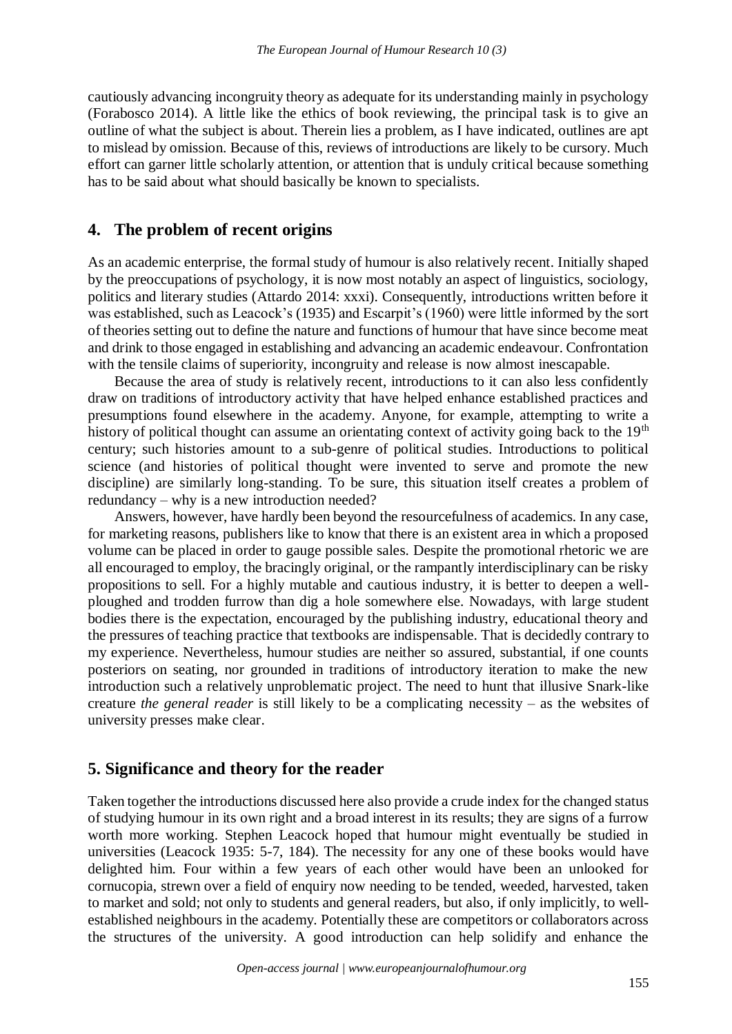cautiously advancing incongruity theory as adequate for its understanding mainly in psychology (Forabosco 2014). A little like the ethics of book reviewing, the principal task is to give an outline of what the subject is about. Therein lies a problem, as I have indicated, outlines are apt to mislead by omission. Because of this, reviews of introductions are likely to be cursory. Much effort can garner little scholarly attention, or attention that is unduly critical because something has to be said about what should basically be known to specialists.

## 4. The problem of recent origins

As an academic enterprise, the formal study of humour is also relatively recent. Initially shaped by the preoccupations of psychology, it is now most notably an aspect of linguistics, sociology, politics and literary studies (Attardo 2014: xxxi). Consequently, introductions written before it was established, such as Leacock's (1935) and Escarpit's (1960) were little informed by the sort of theories setting out to define the nature and functions of humour that have since become meat and drink to those engaged in establishing and advancing an academic endeavour. Confrontation with the tensile claims of superiority, incongruity and release is now almost inescapable.

Because the area of study is relatively recent, introductions to it can also less confidently draw on traditions of introductory activity that have helped enhance established practices and presumptions found elsewhere in the academy. Anyone, for example, attempting to write a history of political thought can assume an orientating context of activity going back to the 19th century; such histories amount to a sub-genre of political studies. Introductions to political science (and histories of political thought were invented to serve and promote the new discipline) are similarly long-standing. To be sure, this situation itself creates a problem of redundancy – why is a new introduction needed?

Answers, however, have hardly been beyond the resourcefulness of academics. In any case, for marketing reasons, publishers like to know that there is an existent area in which a proposed volume can be placed in order to gauge possible sales. Despite the promotional rhetoric we are all encouraged to employ, the bracingly original, or the rampantly interdisciplinary can be risky propositions to sell. For a highly mutable and cautious industry, it is better to deepen a well-ploughed and trodden furrow than dig a hole somewhere else. Nowadays, with large student bodies there is the expectation, encouraged by the publishing industry, educational theory and the pressures of teaching practice that textbooks are indispensable. That is decidedly contrary to my experience. Nevertheless, humour studies are neither so assured, substantial, if one counts posteriors on seating, nor grounded in traditions of introductory iteration to make the new introduction such a relatively unproblematic project. The need to hunt that illusive Snark-like creature *the general reader* is still likely to be a complicating necessity – as the websites of university presses make clear.

## 5. Significance and theory for the reader

Taken together the introductions discussed here also provide a crude index for the changed status of studying humour in its own right and a broad interest in its results; they are signs of a furrow worth more working. Stephen Leacock hoped that humour might eventually be studied in universities (Leacock 1935: 5-7, 184). The necessity for any one of these books would have delighted him. Four within a few years of each other would have been an unlooked for cornucopia, strewn over a field of enquiry now needing to be tended, weeded, harvested, taken to market and sold; not only to students and general readers, but also, if only implicitly, to well-established neighbours in the academy. Potentially these are competitors or collaborators across the structures of the university. A good introduction can help solidify and enhance the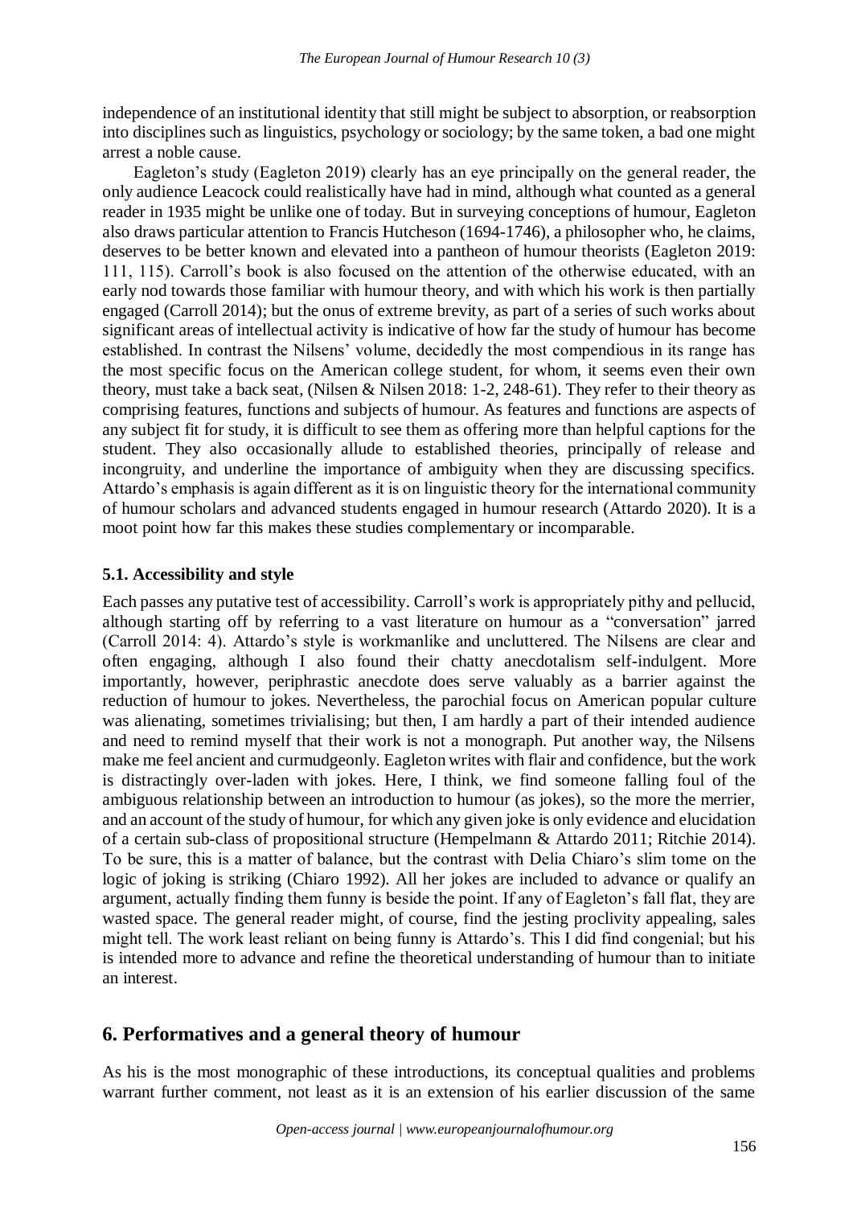independence of an institutional identity that still might be subject to absorption, or reabsorption into disciplines such as linguistics, psychology or sociology; by the same token, a bad one might arrest a noble cause.

Eagleton's study (Eagleton 2019) clearly has an eye principally on the general reader, the only audience Leacock could realistically have had in mind, although what counted as a general reader in 1935 might be unlike one of today. But in surveying conceptions of humour, Eagleton also draws particular attention to Francis Hutcheson (1694-1746), a philosopher who, he claims, deserves to be better known and elevated into a pantheon of humour theorists (Eagleton 2019: 111, 115). Carroll's book is also focused on the attention of the otherwise educated, with an early nod towards those familiar with humour theory, and with which his work is then partially engaged (Carroll 2014); but the onus of extreme brevity, as part of a series of such works about significant areas of intellectual activity is indicative of how far the study of humour has become established. In contrast the Nilsens' volume, decidedly the most compendious in its range has the most specific focus on the American college student, for whom, it seems even their own theory, must take a back seat, (Nilsen & Nilsen 2018: 1-2, 248-61). They refer to their theory as comprising features, functions and subjects of humour. As features and functions are aspects of any subject fit for study, it is difficult to see them as offering more than helpful captions for the student. They also occasionally allude to established theories, principally of release and incongruity, and underline the importance of ambiguity when they are discussing specifics. Attardo's emphasis is again different as it is on linguistic theory for the international community of humour scholars and advanced students engaged in humour research (Attardo 2020). It is a moot point how far this makes these studies complementary or incomparable.

### 5.1. Accessibility and style

Each passes any putative test of accessibility. Carroll's work is appropriately pithy and pellucid, although starting off by referring to a vast literature on humour as a "conversation" jarred (Carroll 2014: 4). Attardo's style is workmanlike and uncluttered. The Nilsens are clear and often engaging, although I also found their chatty anecdotalism self-indulgent. More importantly, however, periphrastic anecdote does serve valuably as a barrier against the reduction of humour to jokes. Nevertheless, the parochial focus on American popular culture was alienating, sometimes trivialising; but then, I am hardly a part of their intended audience and need to remind myself that their work is not a monograph. Put another way, the Nilsens make me feel ancient and curmudgeonly. Eagleton writes with flair and confidence, but the work is distractingly over-laden with jokes. Here, I think, we find someone falling foul of the ambiguous relationship between an introduction to humour (as jokes), so the more the merrier, and an account of the study of humour, for which any given joke is only evidence and elucidation of a certain sub-class of propositional structure (Hempelmann & Attardo 2011; Ritchie 2014). To be sure, this is a matter of balance, but the contrast with Delia Chiaro's slim tome on the logic of joking is striking (Chiaro 1992). All her jokes are included to advance or qualify an argument, actually finding them funny is beside the point. If any of Eagleton's fall flat, they are wasted space. The general reader might, of course, find the jesting proclivity appealing, sales might tell. The work least reliant on being funny is Attardo's. This I did find congenial; but his is intended more to advance and refine the theoretical understanding of humour than to initiate an interest.

## 6. Performatives and a general theory of humour

As his is the most monographic of these introductions, its conceptual qualities and problems warrant further comment, not least as it is an extension of his earlier discussion of the same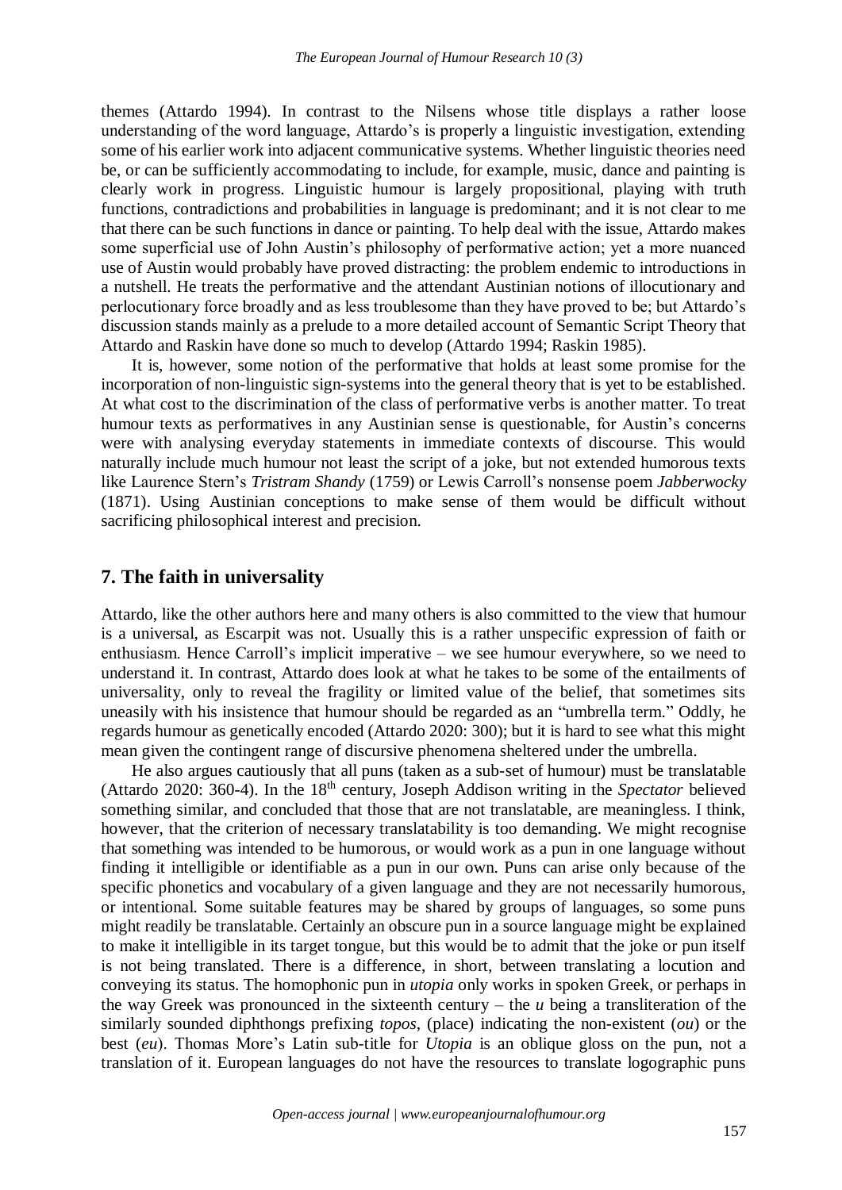themes (Attardo 1994). In contrast to the Nilsens whose title displays a rather loose understanding of the word language, Attardo's is properly a linguistic investigation, extending some of his earlier work into adjacent communicative systems. Whether linguistic theories need be, or can be sufficiently accommodating to include, for example, music, dance and painting is clearly work in progress. Linguistic humour is largely propositional, playing with truth functions, contradictions and probabilities in language is predominant; and it is not clear to me that there can be such functions in dance or painting. To help deal with the issue, Attardo makes some superficial use of John Austin's philosophy of performative action; yet a more nuanced use of Austin would probably have proved distracting: the problem endemic to introductions in a nutshell. He treats the performative and the attendant Austinian notions of illocutionary and perlocutionary force broadly and as less troublesome than they have proved to be; but Attardo's discussion stands mainly as a prelude to a more detailed account of Semantic Script Theory that Attardo and Raskin have done so much to develop (Attardo 1994; Raskin 1985).

It is, however, some notion of the performative that holds at least some promise for the incorporation of non-linguistic sign-systems into the general theory that is yet to be established. At what cost to the discrimination of the class of performative verbs is another matter. To treat humour texts as performatives in any Austinian sense is questionable, for Austin's concerns were with analysing everyday statements in immediate contexts of discourse. This would naturally include much humour not least the script of a joke, but not extended humorous texts like Laurence Stern's *Tristram Shandy* (1759) or Lewis Carroll's nonsense poem *Jabberwocky* (1871). Using Austinian conceptions to make sense of them would be difficult without sacrificing philosophical interest and precision.

## 7. The faith in universality

Attardo, like the other authors here and many others is also committed to the view that humour is a universal, as Escarpit was not. Usually this is a rather unspecific expression of faith or enthusiasm. Hence Carroll's implicit imperative – we see humour everywhere, so we need to understand it. In contrast, Attardo does look at what he takes to be some of the entailments of universality, only to reveal the fragility or limited value of the belief, that sometimes sits uneasily with his insistence that humour should be regarded as an "umbrella term." Oddly, he regards humour as genetically encoded (Attardo 2020: 300); but it is hard to see what this might mean given the contingent range of discursive phenomena sheltered under the umbrella.

He also argues cautiously that all puns (taken as a sub-set of humour) must be translatable (Attardo 2020: 360-4). In the 18th century, Joseph Addison writing in the *Spectator* believed something similar, and concluded that those that are not translatable, are meaningless. I think, however, that the criterion of necessary translatability is too demanding. We might recognise that something was intended to be humorous, or would work as a pun in one language without finding it intelligible or identifiable as a pun in our own. Puns can arise only because of the specific phonetics and vocabulary of a given language and they are not necessarily humorous, or intentional. Some suitable features may be shared by groups of languages, so some puns might readily be translatable. Certainly an obscure pun in a source language might be explained to make it intelligible in its target tongue, but this would be to admit that the joke or pun itself is not being translated. There is a difference, in short, between translating a locution and conveying its status. The homophonic pun in *utopia* only works in spoken Greek, or perhaps in the way Greek was pronounced in the sixteenth century – the *u* being a transliteration of the similarly sounded diphthongs prefixing *topos*, (place) indicating the non-existent (*ou*) or the best (*eu*). Thomas More's Latin sub-title for *Utopia* is an oblique gloss on the pun, not a translation of it. European languages do not have the resources to translate logographic puns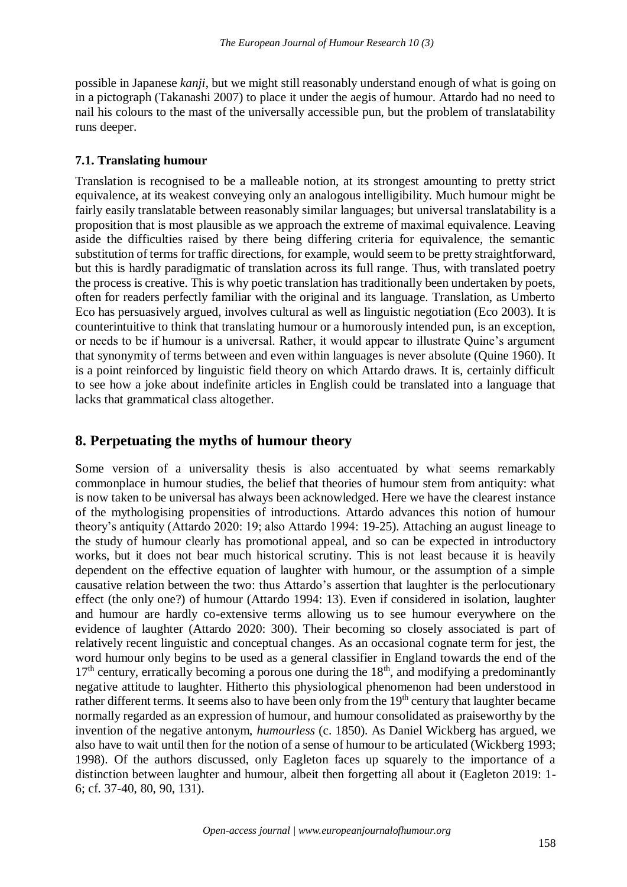possible in Japanese *kanji*, but we might still reasonably understand enough of what is going on in a pictograph (Takanashi 2007) to place it under the aegis of humour. Attardo had no need to nail his colours to the mast of the universally accessible pun, but the problem of translatability runs deeper.

### 7.1. Translating humour

Translation is recognised to be a malleable notion, at its strongest amounting to pretty strict equivalence, at its weakest conveying only an analogous intelligibility. Much humour might be fairly easily translatable between reasonably similar languages; but universal translatability is a proposition that is most plausible as we approach the extreme of maximal equivalence. Leaving aside the difficulties raised by there being differing criteria for equivalence, the semantic substitution of terms for traffic directions, for example, would seem to be pretty straightforward, but this is hardly paradigmatic of translation across its full range. Thus, with translated poetry the process is creative. This is why poetic translation has traditionally been undertaken by poets, often for readers perfectly familiar with the original and its language. Translation, as Umberto Eco has persuasively argued, involves cultural as well as linguistic negotiation (Eco 2003). It is counterintuitive to think that translating humour or a humorously intended pun, is an exception, or needs to be if humour is a universal. Rather, it would appear to illustrate Quine's argument that synonymity of terms between and even within languages is never absolute (Quine 1960). It is a point reinforced by linguistic field theory on which Attardo draws. It is, certainly difficult to see how a joke about indefinite articles in English could be translated into a language that lacks that grammatical class altogether.

## 8. Perpetuating the myths of humour theory

Some version of a universality thesis is also accentuated by what seems remarkably commonplace in humour studies, the belief that theories of humour stem from antiquity: what is now taken to be universal has always been acknowledged. Here we have the clearest instance of the mythologising propensities of introductions. Attardo advances this notion of humour theory's antiquity (Attardo 2020: 19; also Attardo 1994: 19-25). Attaching an august lineage to the study of humour clearly has promotional appeal, and so can be expected in introductory works, but it does not bear much historical scrutiny. This is not least because it is heavily dependent on the effective equation of laughter with humour, or the assumption of a simple causative relation between the two: thus Attardo's assertion that laughter is the perlocutionary effect (the only one?) of humour (Attardo 1994: 13). Even if considered in isolation, laughter and humour are hardly co-extensive terms allowing us to see humour everywhere on the evidence of laughter (Attardo 2020: 300). Their becoming so closely associated is part of relatively recent linguistic and conceptual changes. As an occasional cognate term for jest, the word humour only begins to be used as a general classifier in England towards the end of the 17th century, erratically becoming a porous one during the 18th, and modifying a predominantly negative attitude to laughter. Hitherto this physiological phenomenon had been understood in rather different terms. It seems also to have been only from the 19th century that laughter became normally regarded as an expression of humour, and humour consolidated as praiseworthy by the invention of the negative antonym, *humourless* (c. 1850). As Daniel Wickberg has argued, we also have to wait until then for the notion of a sense of humour to be articulated (Wickberg 1993; 1998). Of the authors discussed, only Eagleton faces up squarely to the importance of a distinction between laughter and humour, albeit then forgetting all about it (Eagleton 2019: 1-6; cf. 37-40, 80, 90, 131).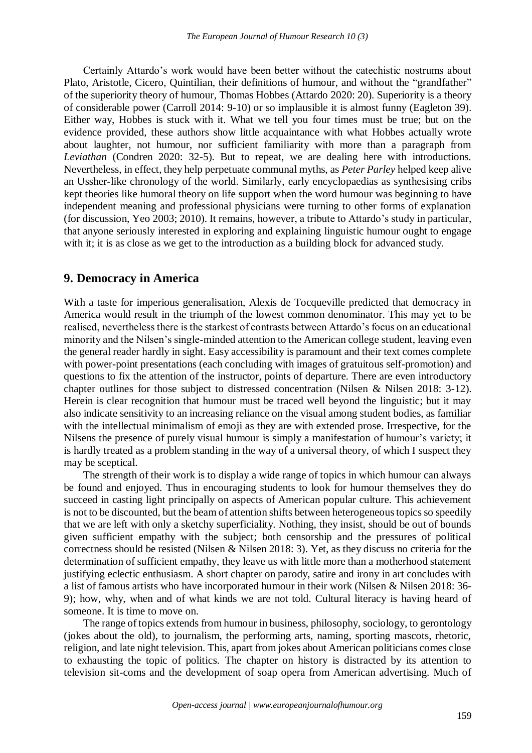Certainly Attardo's work would have been better without the catechistic nostrums about Plato, Aristotle, Cicero, Quintilian, their definitions of humour, and without the "grandfather" of the superiority theory of humour, Thomas Hobbes (Attardo 2020: 20). Superiority is a theory of considerable power (Carroll 2014: 9-10) or so implausible it is almost funny (Eagleton 39). Either way, Hobbes is stuck with it. What we tell you four times must be true; but on the evidence provided, these authors show little acquaintance with what Hobbes actually wrote about laughter, not humour, nor sufficient familiarity with more than a paragraph from *Leviathan* (Condren 2020: 32-5). But to repeat, we are dealing here with introductions. Nevertheless, in effect, they help perpetuate communal myths, as *Peter Parley* helped keep alive an Ussher-like chronology of the world. Similarly, early encyclopaedias as synthesising cribs kept theories like humoral theory on life support when the word humour was beginning to have independent meaning and professional physicians were turning to other forms of explanation (for discussion, Yeo 2003; 2010). It remains, however, a tribute to Attardo's study in particular, that anyone seriously interested in exploring and explaining linguistic humour ought to engage with it; it is as close as we get to the introduction as a building block for advanced study.

## 9. Democracy in America

With a taste for imperious generalisation, Alexis de Tocqueville predicted that democracy in America would result in the triumph of the lowest common denominator. This may yet to be realised, nevertheless there is the starkest of contrasts between Attardo's focus on an educational minority and the Nilsen's single-minded attention to the American college student, leaving even the general reader hardly in sight. Easy accessibility is paramount and their text comes complete with power-point presentations (each concluding with images of gratuitous self-promotion) and questions to fix the attention of the instructor, points of departure. There are even introductory chapter outlines for those subject to distressed concentration (Nilsen & Nilsen 2018: 3-12). Herein is clear recognition that humour must be traced well beyond the linguistic; but it may also indicate sensitivity to an increasing reliance on the visual among student bodies, as familiar with the intellectual minimalism of emoji as they are with extended prose. Irrespective, for the Nilsens the presence of purely visual humour is simply a manifestation of humour's variety; it is hardly treated as a problem standing in the way of a universal theory, of which I suspect they may be sceptical.

The strength of their work is to display a wide range of topics in which humour can always be found and enjoyed. Thus in encouraging students to look for humour themselves they do succeed in casting light principally on aspects of American popular culture. This achievement is not to be discounted, but the beam of attention shifts between heterogeneous topics so speedily that we are left with only a sketchy superficiality. Nothing, they insist, should be out of bounds given sufficient empathy with the subject; both censorship and the pressures of political correctness should be resisted (Nilsen & Nilsen 2018: 3). Yet, as they discuss no criteria for the determination of sufficient empathy, they leave us with little more than a motherhood statement justifying eclectic enthusiasm. A short chapter on parody, satire and irony in art concludes with a list of famous artists who have incorporated humour in their work (Nilsen & Nilsen 2018: 36-9); how, why, when and of what kinds we are not told. Cultural literacy is having heard of someone. It is time to move on.

The range of topics extends from humour in business, philosophy, sociology, to gerontology (jokes about the old), to journalism, the performing arts, naming, sporting mascots, rhetoric, religion, and late night television. This, apart from jokes about American politicians comes close to exhausting the topic of politics. The chapter on history is distracted by its attention to television sit-coms and the development of soap opera from American advertising. Much of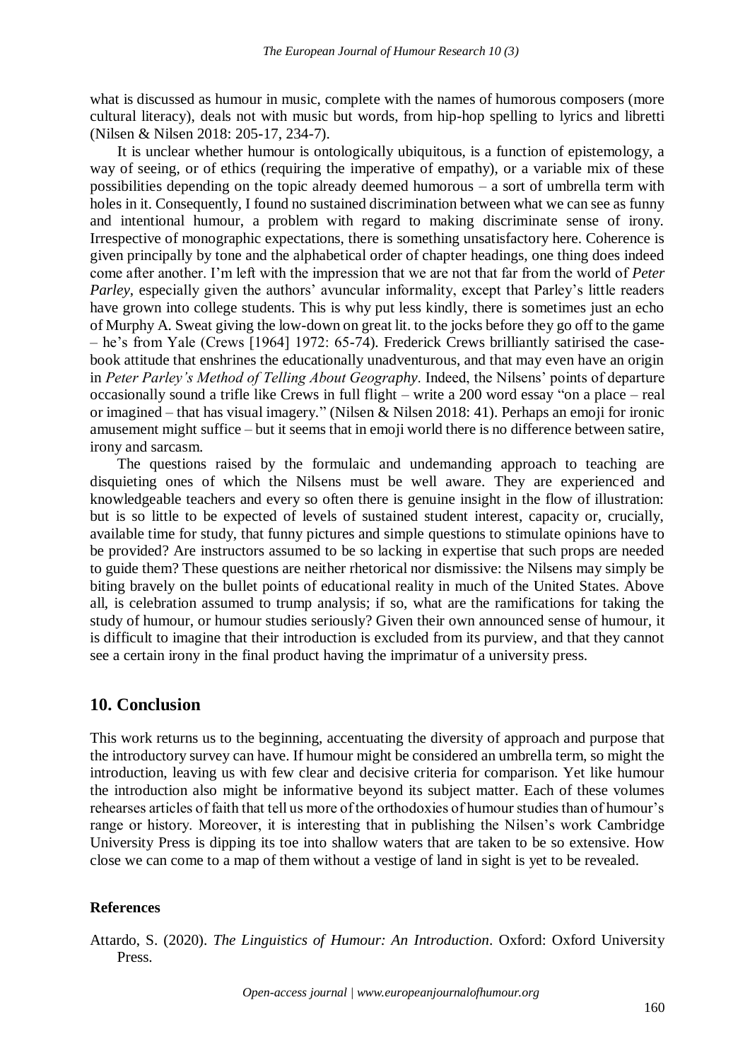what is discussed as humour in music, complete with the names of humorous composers (more cultural literacy), deals not with music but words, from hip-hop spelling to lyrics and libretti (Nilsen & Nilsen 2018: 205-17, 234-7).

It is unclear whether humour is ontologically ubiquitous, is a function of epistemology, a way of seeing, or of ethics (requiring the imperative of empathy), or a variable mix of these possibilities depending on the topic already deemed humorous – a sort of umbrella term with holes in it. Consequently, I found no sustained discrimination between what we can see as funny and intentional humour, a problem with regard to making discriminate sense of irony. Irrespective of monographic expectations, there is something unsatisfactory here. Coherence is given principally by tone and the alphabetical order of chapter headings, one thing does indeed come after another. I'm left with the impression that we are not that far from the world of *Peter Parley*, especially given the authors' avuncular informality, except that Parley's little readers have grown into college students. This is why put less kindly, there is sometimes just an echo of Murphy A. Sweat giving the low-down on great lit. to the jocks before they go off to the game – he's from Yale (Crews [1964] 1972: 65-74). Frederick Crews brilliantly satirised the case-book attitude that enshrines the educationally unadventurous, and that may even have an origin in *Peter Parley's Method of Telling About Geography*. Indeed, the Nilsens' points of departure occasionally sound a trifle like Crews in full flight – write a 200 word essay "on a place – real or imagined – that has visual imagery." (Nilsen & Nilsen 2018: 41). Perhaps an emoji for ironic amusement might suffice – but it seems that in emoji world there is no difference between satire, irony and sarcasm.

The questions raised by the formulaic and undemanding approach to teaching are disquieting ones of which the Nilsens must be well aware. They are experienced and knowledgeable teachers and every so often there is genuine insight in the flow of illustration: but is so little to be expected of levels of sustained student interest, capacity or, crucially, available time for study, that funny pictures and simple questions to stimulate opinions have to be provided? Are instructors assumed to be so lacking in expertise that such props are needed to guide them? These questions are neither rhetorical nor dismissive: the Nilsens may simply be biting bravely on the bullet points of educational reality in much of the United States. Above all, is celebration assumed to trump analysis; if so, what are the ramifications for taking the study of humour, or humour studies seriously? Given their own announced sense of humour, it is difficult to imagine that their introduction is excluded from its purview, and that they cannot see a certain irony in the final product having the imprimatur of a university press.

## 10. Conclusion

This work returns us to the beginning, accentuating the diversity of approach and purpose that the introductory survey can have. If humour might be considered an umbrella term, so might the introduction, leaving us with few clear and decisive criteria for comparison. Yet like humour the introduction also might be informative beyond its subject matter. Each of these volumes rehearses articles of faith that tell us more of the orthodoxies of humour studies than of humour's range or history. Moreover, it is interesting that in publishing the Nilsen's work Cambridge University Press is dipping its toe into shallow waters that are taken to be so extensive. How close we can come to a map of them without a vestige of land in sight is yet to be revealed.

**References**

Attardo, S. (2020). *The Linguistics of Humour: An Introduction*. Oxford: Oxford University Press.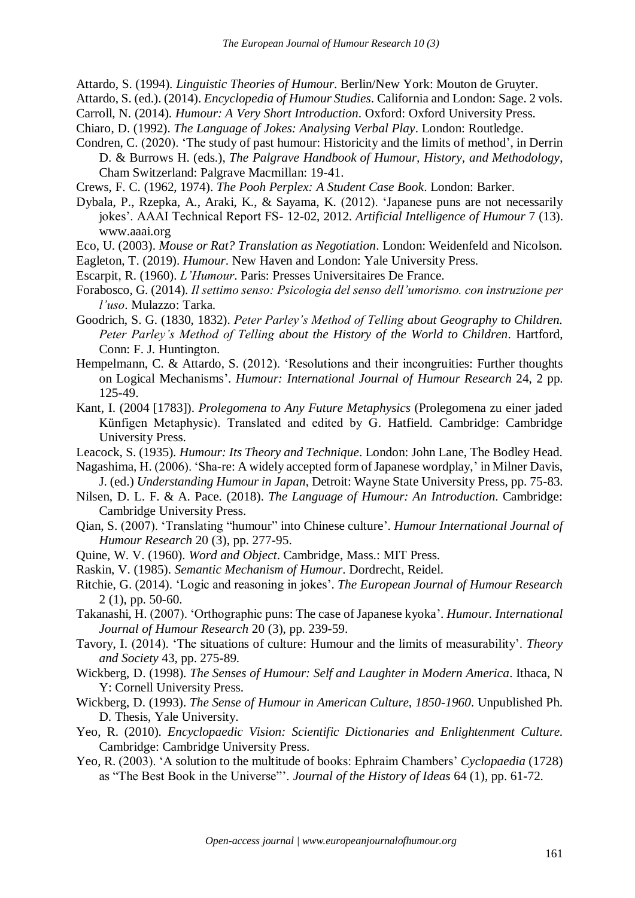Attardo, S. (1994). *Linguistic Theories of Humour*. Berlin/New York: Mouton de Gruyter.

Attardo, S. (ed.). (2014). *Encyclopedia of Humour Studies*. California and London: Sage. 2 vols.

Carroll, N. (2014). *Humour: A Very Short Introduction*. Oxford: Oxford University Press.

Chiaro, D. (1992). *The Language of Jokes: Analysing Verbal Play*. London: Routledge.

Condren, C. (2020). 'The study of past humour: Historicity and the limits of method', in Derrin D. & Burrows H. (eds.), *The Palgrave Handbook of Humour, History, and Methodology*, Cham Switzerland: Palgrave Macmillan: 19-41.

Crews, F. C. (1962, 1974). *The Pooh Perplex: A Student Case Book*. London: Barker.

Dybala, P., Rzepka, A., Araki, K., & Sayama, K. (2012). 'Japanese puns are not necessarily jokes'. AAAI Technical Report FS- 12-02, 2012. *Artificial Intelligence of Humour* 7 (13). www.aaai.org

Eco, U. (2003). *Mouse or Rat? Translation as Negotiation*. London: Weidenfeld and Nicolson.

Eagleton, T. (2019). *Humour*. New Haven and London: Yale University Press.

Escarpit, R. (1960). *L'Humour*. Paris: Presses Universitaires De France.

Forabosco, G. (2014). *Il settimo senso: Psicologia del senso dell'umorismo. con instruzione per l'uso*. Mulazzo: Tarka.

Goodrich, S. G. (1830, 1832). *Peter Parley's Method of Telling about Geography to Children. Peter Parley's Method of Telling about the History of the World to Children*. Hartford, Conn: F. J. Huntington.

Hempelmann, C. & Attardo, S. (2012). 'Resolutions and their incongruities: Further thoughts on Logical Mechanisms'. *Humour: International Journal of Humour Research* 24, 2 pp. 125-49.

Kant, I. (2004 [1783]). *Prolegomena to Any Future Metaphysics* (Prolegomena zu einer jaded Künfigen Metaphysic). Translated and edited by G. Hatfield. Cambridge: Cambridge University Press.

Leacock, S. (1935). *Humour: Its Theory and Technique*. London: John Lane, The Bodley Head.

Nagashima, H. (2006). 'Sha-re: A widely accepted form of Japanese wordplay,' in Milner Davis, J. (ed.) *Understanding Humour in Japan*, Detroit: Wayne State University Press, pp. 75-83.

Nilsen, D. L. F. & A. Pace. (2018). *The Language of Humour: An Introduction*. Cambridge: Cambridge University Press.

Qian, S. (2007). 'Translating "humour" into Chinese culture'. *Humour International Journal of Humour Research* 20 (3), pp. 277-95.

Quine, W. V. (1960). *Word and Object*. Cambridge, Mass.: MIT Press.

Raskin, V. (1985). *Semantic Mechanism of Humour*. Dordrecht, Reidel.

Ritchie, G. (2014). 'Logic and reasoning in jokes'. *The European Journal of Humour Research* 2 (1), pp. 50-60.

Takanashi, H. (2007). 'Orthographic puns: The case of Japanese kyoka'. *Humour. International Journal of Humour Research* 20 (3), pp. 239-59.

Tavory, I. (2014). 'The situations of culture: Humour and the limits of measurability'. *Theory and Society* 43, pp. 275-89.

Wickberg, D. (1998). *The Senses of Humour: Self and Laughter in Modern America*. Ithaca, N Y: Cornell University Press.

Wickberg, D. (1993). *The Sense of Humour in American Culture, 1850-1960*. Unpublished Ph. D. Thesis, Yale University.

Yeo, R. (2010). *Encyclopaedic Vision: Scientific Dictionaries and Enlightenment Culture*. Cambridge: Cambridge University Press.

Yeo, R. (2003). 'A solution to the multitude of books: Ephraim Chambers' *Cyclopaedia* (1728) as "The Best Book in the Universe"'. *Journal of the History of Ideas* 64 (1), pp. 61-72.